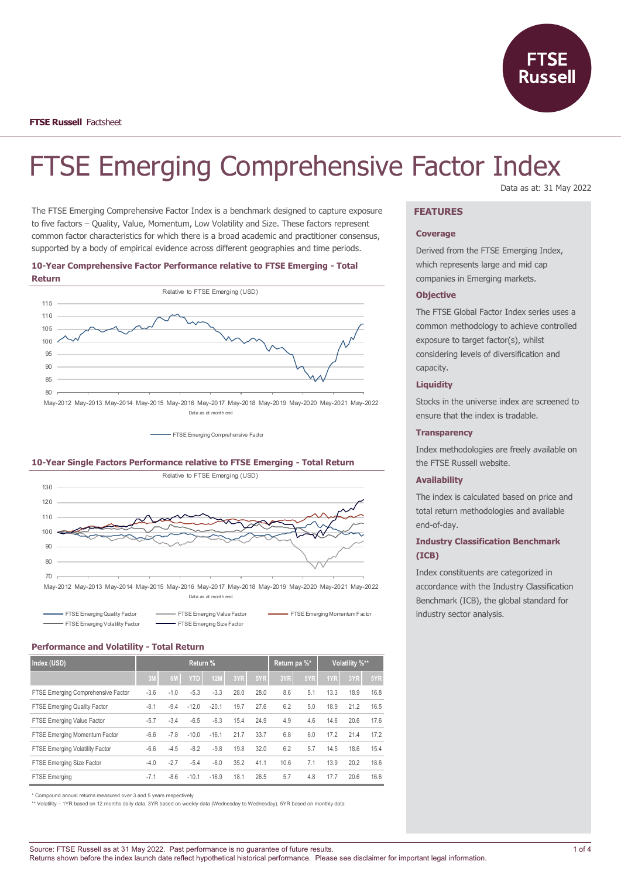FTSE Russell Factsheet

# FTSE Emerging Comprehensive Factor Index

Data as at: 31 May 2022

The FTSE Emerging Comprehensive Factor Index is a benchmark designed to capture exposure to five factors – Quality, Value, Momentum, Low Volatility and Size. These factors represent common factor characteristics for which there is a broad academic and practitioner consensus, supported by a body of empirical evidence across different geographies and time periods.

### 10-Year Comprehensive Factor Performance relative to FTSE Emerging - Total Return

Relative to FTSE Emerging (USD)

Data as at month end

FTSE Emerging Comprehensive Factor

### 10-Year Single Factors Performance relative to FTSE Emerging - Total Return

Relative to FTSE Emerging (USD)

Data as at month end

FTSE Emerging Quality Factor, FTSE Emerging Value Factor, FTSE Emerging Momentum Factor, FTSE Emerging Volatility Factor, FTSE Emerging Size Factor

### Performance and Volatility - Total Return

| Index (USD) | Return % | | | | | | Return pa %* | | Volatility %** | | |
|---|---|---|---|---|---|---|---|---|---|---|---|
| | 3M | 6M | YTD | 12M | 3YR | 5YR | 3YR | 5YR | 1YR | 3YR | 5YR |
| FTSE Emerging Comprehensive Factor | -3.6 | -1.0 | -5.3 | -3.3 | 28.0 | 28.0 | 8.6 | 5.1 | 13.3 | 18.9 | 16.8 |
| FTSE Emerging Quality Factor | -8.1 | -9.4 | -12.0 | -20.1 | 19.7 | 27.6 | 6.2 | 5.0 | 18.9 | 21.2 | 16.5 |
| FTSE Emerging Value Factor | -5.7 | -3.4 | -6.5 | -6.3 | 15.4 | 24.9 | 4.9 | 4.6 | 14.6 | 20.6 | 17.6 |
| FTSE Emerging Momentum Factor | -6.6 | -7.8 | -10.0 | -16.1 | 21.7 | 33.7 | 6.8 | 6.0 | 17.2 | 21.4 | 17.2 |
| FTSE Emerging Volatility Factor | -6.6 | -4.5 | -8.2 | -9.8 | 19.8 | 32.0 | 6.2 | 5.7 | 14.5 | 18.6 | 15.4 |
| FTSE Emerging Size Factor | -4.0 | -2.7 | -5.4 | -6.0 | 35.2 | 41.1 | 10.6 | 7.1 | 13.9 | 20.2 | 18.6 |
| FTSE Emerging | -7.1 | -8.6 | -10.1 | -16.9 | 18.1 | 26.5 | 5.7 | 4.8 | 17.7 | 20.6 | 16.6 |

\* Compound annual returns measured over 3 and 5 years respectively

\*\* Volatility – 1YR based on 12 months daily data. 3YR based on weekly data (Wednesday to Wednesday). 5YR based on monthly data

## FEATURES

### Coverage

Derived from the FTSE Emerging Index, which represents large and mid cap companies in Emerging markets.

### Objective

The FTSE Global Factor Index series uses a common methodology to achieve controlled exposure to target factor(s), whilst considering levels of diversification and capacity.

### Liquidity

Stocks in the universe index are screened to ensure that the index is tradable.

### Transparency

Index methodologies are freely available on the FTSE Russell website.

### Availability

The index is calculated based on price and total return methodologies and available end-of-day.

### Industry Classification Benchmark (ICB)

Index constituents are categorized in accordance with the Industry Classification Benchmark (ICB), the global standard for industry sector analysis.

Source: FTSE Russell as at 31 May 2022. Past performance is no guarantee of future results.
Returns shown before the index launch date reflect hypothetical historical performance. Please see disclaimer for important legal information.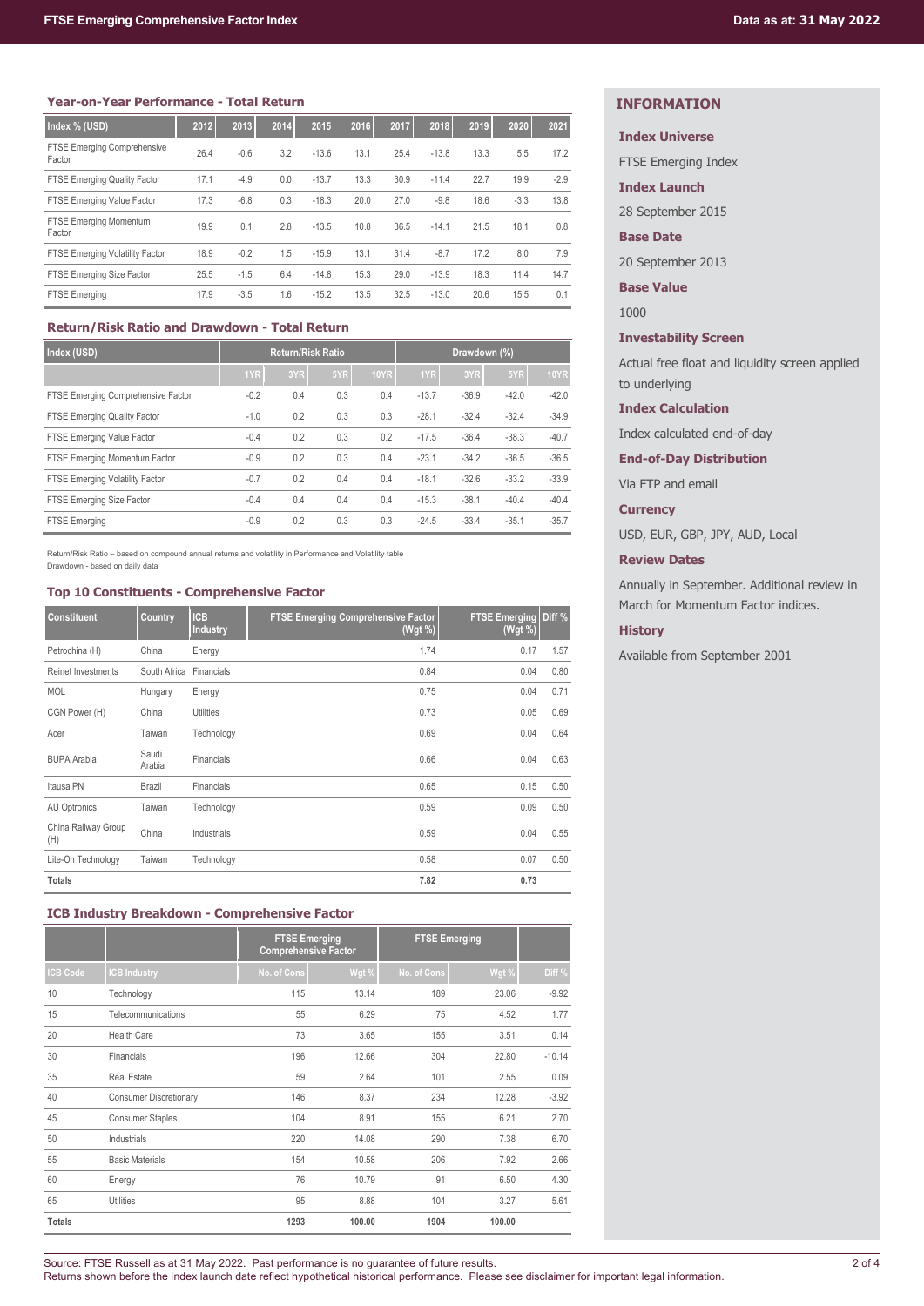## Year-on-Year Performance - Total Return

| Index % (USD) | 2012 | 2013 | 2014 | 2015 | 2016 | 2017 | 2018 | 2019 | 2020 | 2021 |
|---|---|---|---|---|---|---|---|---|---|---|
| FTSE Emerging Comprehensive Factor | 26.4 | -0.6 | 3.2 | -13.6 | 13.1 | 25.4 | -13.8 | 13.3 | 5.5 | 17.2 |
| FTSE Emerging Quality Factor | 17.1 | -4.9 | 0.0 | -13.7 | 13.3 | 30.9 | -11.4 | 22.7 | 19.9 | -2.9 |
| FTSE Emerging Value Factor | 17.3 | -6.8 | 0.3 | -18.3 | 20.0 | 27.0 | -9.8 | 18.6 | -3.3 | 13.8 |
| FTSE Emerging Momentum Factor | 19.9 | 0.1 | 2.8 | -13.5 | 10.8 | 36.5 | -14.1 | 21.5 | 18.1 | 0.8 |
| FTSE Emerging Volatility Factor | 18.9 | -0.2 | 1.5 | -15.9 | 13.1 | 31.4 | -8.7 | 17.2 | 8.0 | 7.9 |
| FTSE Emerging Size Factor | 25.5 | -1.5 | 6.4 | -14.8 | 15.3 | 29.0 | -13.9 | 18.3 | 11.4 | 14.7 |
| FTSE Emerging | 17.9 | -3.5 | 1.6 | -15.2 | 13.5 | 32.5 | -13.0 | 20.6 | 15.5 | 0.1 |

## Return/Risk Ratio and Drawdown - Total Return

| Index (USD) | Return/Risk Ratio | | | | Drawdown (%) | | | |
|---|---|---|---|---|---|---|---|---|
| | 1YR | 3YR | 5YR | 10YR | 1YR | 3YR | 5YR | 10YR |
| FTSE Emerging Comprehensive Factor | -0.2 | 0.4 | 0.3 | 0.4 | -13.7 | -36.9 | -42.0 | -42.0 |
| FTSE Emerging Quality Factor | -1.0 | 0.2 | 0.3 | 0.3 | -28.1 | -32.4 | -32.4 | -34.9 |
| FTSE Emerging Value Factor | -0.4 | 0.2 | 0.3 | 0.2 | -17.5 | -36.4 | -38.3 | -40.7 |
| FTSE Emerging Momentum Factor | -0.9 | 0.2 | 0.3 | 0.4 | -23.1 | -34.2 | -36.5 | -36.5 |
| FTSE Emerging Volatility Factor | -0.7 | 0.2 | 0.4 | 0.4 | -18.1 | -32.6 | -33.2 | -33.9 |
| FTSE Emerging Size Factor | -0.4 | 0.4 | 0.4 | 0.4 | -15.3 | -38.1 | -40.4 | -40.4 |
| FTSE Emerging | -0.9 | 0.2 | 0.3 | 0.3 | -24.5 | -33.4 | -35.1 | -35.7 |

Return/Risk Ratio – based on compound annual returns and volatility in Performance and Volatility table
Drawdown - based on daily data

## Top 10 Constituents - Comprehensive Factor

| Constituent | Country | ICB Industry | FTSE Emerging Comprehensive Factor (Wgt %) | FTSE Emerging (Wgt %) | Diff % |
|---|---|---|---|---|---|
| Petrochina (H) | China | Energy | 1.74 | 0.17 | 1.57 |
| Reinet Investments | South Africa | Financials | 0.84 | 0.04 | 0.80 |
| MOL | Hungary | Energy | 0.75 | 0.04 | 0.71 |
| CGN Power (H) | China | Utilities | 0.73 | 0.05 | 0.69 |
| Acer | Taiwan | Technology | 0.69 | 0.04 | 0.64 |
| BUPA Arabia | Saudi Arabia | Financials | 0.66 | 0.04 | 0.63 |
| Itausa PN | Brazil | Financials | 0.65 | 0.15 | 0.50 |
| AU Optronics | Taiwan | Technology | 0.59 | 0.09 | 0.50 |
| China Railway Group (H) | China | Industrials | 0.59 | 0.04 | 0.55 |
| Lite-On Technology | Taiwan | Technology | 0.58 | 0.07 | 0.50 |
| **Totals** | | | **7.82** | **0.73** | |

## ICB Industry Breakdown - Comprehensive Factor

| | | FTSE Emerging Comprehensive Factor | | FTSE Emerging | | |
|---|---|---|---|---|---|---|
| ICB Code | ICB Industry | No. of Cons | Wgt % | No. of Cons | Wgt % | Diff % |
| 10 | Technology | 115 | 13.14 | 189 | 23.06 | -9.92 |
| 15 | Telecommunications | 55 | 6.29 | 75 | 4.52 | 1.77 |
| 20 | Health Care | 73 | 3.65 | 155 | 3.51 | 0.14 |
| 30 | Financials | 196 | 12.66 | 304 | 22.80 | -10.14 |
| 35 | Real Estate | 59 | 2.64 | 101 | 2.55 | 0.09 |
| 40 | Consumer Discretionary | 146 | 8.37 | 234 | 12.28 | -3.92 |
| 45 | Consumer Staples | 104 | 8.91 | 155 | 6.21 | 2.70 |
| 50 | Industrials | 220 | 14.08 | 290 | 7.38 | 6.70 |
| 55 | Basic Materials | 154 | 10.58 | 206 | 7.92 | 2.66 |
| 60 | Energy | 76 | 10.79 | 91 | 6.50 | 4.30 |
| 65 | Utilities | 95 | 8.88 | 104 | 3.27 | 5.61 |
| **Totals** | | **1293** | **100.00** | **1904** | **100.00** | |

## INFORMATION

**Index Universe**

FTSE Emerging Index

**Index Launch**

28 September 2015

**Base Date**

20 September 2013

**Base Value**

1000

**Investability Screen**

Actual free float and liquidity screen applied to underlying

**Index Calculation**

Index calculated end-of-day

**End-of-Day Distribution**

Via FTP and email

**Currency**

USD, EUR, GBP, JPY, AUD, Local

**Review Dates**

Annually in September. Additional review in March for Momentum Factor indices.

**History**

Available from September 2001

Source: FTSE Russell as at 31 May 2022. Past performance is no guarantee of future results.
Returns shown before the index launch date reflect hypothetical historical performance. Please see disclaimer for important legal information.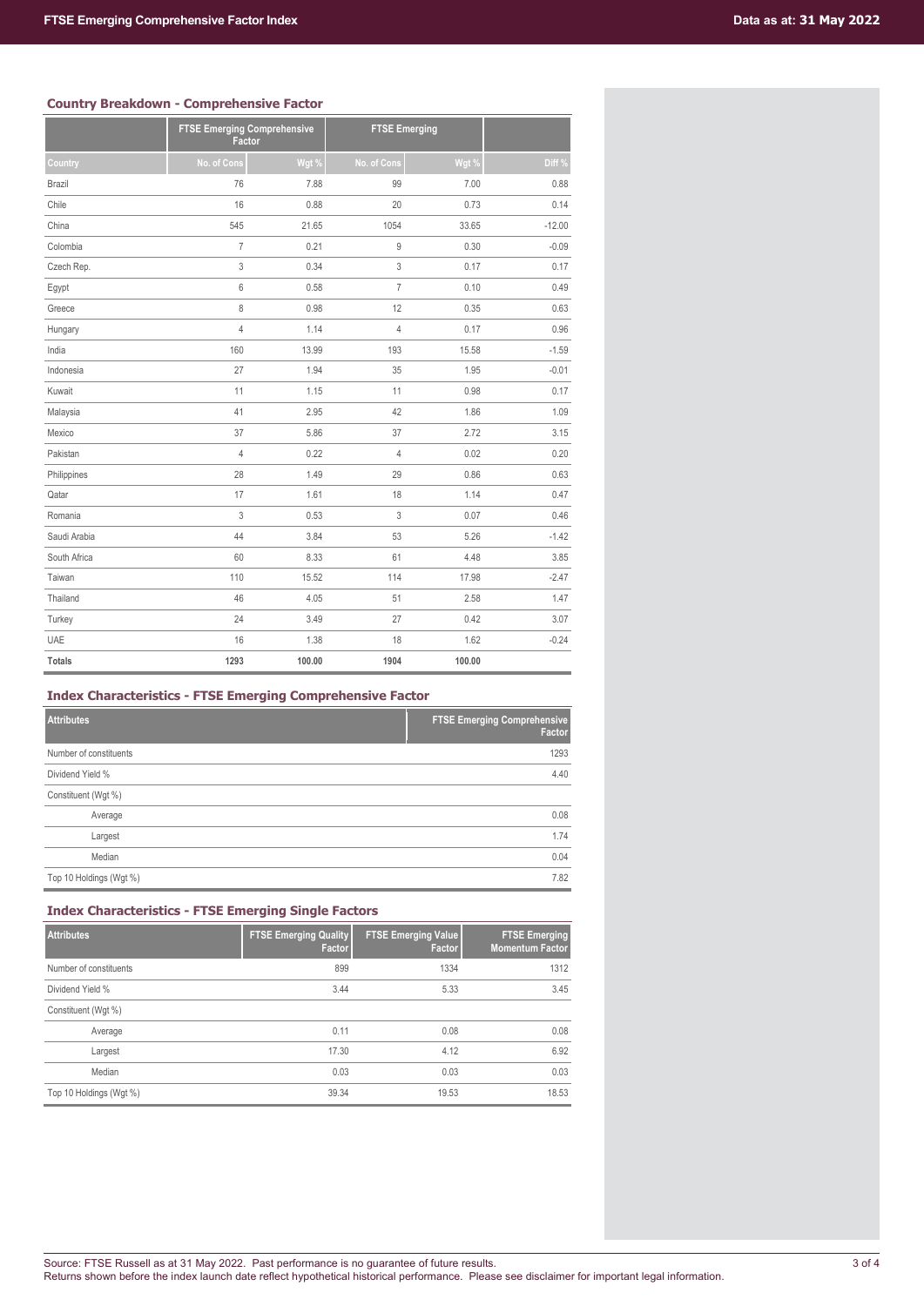## Country Breakdown - Comprehensive Factor

| | FTSE Emerging Comprehensive Factor | | FTSE Emerging | | |
|---|---|---|---|---|---|
| Country | No. of Cons | Wgt % | No. of Cons | Wgt % | Diff % |
| Brazil | 76 | 7.88 | 99 | 7.00 | 0.88 |
| Chile | 16 | 0.88 | 20 | 0.73 | 0.14 |
| China | 545 | 21.65 | 1054 | 33.65 | -12.00 |
| Colombia | 7 | 0.21 | 9 | 0.30 | -0.09 |
| Czech Rep. | 3 | 0.34 | 3 | 0.17 | 0.17 |
| Egypt | 6 | 0.58 | 7 | 0.10 | 0.49 |
| Greece | 8 | 0.98 | 12 | 0.35 | 0.63 |
| Hungary | 4 | 1.14 | 4 | 0.17 | 0.96 |
| India | 160 | 13.99 | 193 | 15.58 | -1.59 |
| Indonesia | 27 | 1.94 | 35 | 1.95 | -0.01 |
| Kuwait | 11 | 1.15 | 11 | 0.98 | 0.17 |
| Malaysia | 41 | 2.95 | 42 | 1.86 | 1.09 |
| Mexico | 37 | 5.86 | 37 | 2.72 | 3.15 |
| Pakistan | 4 | 0.22 | 4 | 0.02 | 0.20 |
| Philippines | 28 | 1.49 | 29 | 0.86 | 0.63 |
| Qatar | 17 | 1.61 | 18 | 1.14 | 0.47 |
| Romania | 3 | 0.53 | 3 | 0.07 | 0.46 |
| Saudi Arabia | 44 | 3.84 | 53 | 5.26 | -1.42 |
| South Africa | 60 | 8.33 | 61 | 4.48 | 3.85 |
| Taiwan | 110 | 15.52 | 114 | 17.98 | -2.47 |
| Thailand | 46 | 4.05 | 51 | 2.58 | 1.47 |
| Turkey | 24 | 3.49 | 27 | 0.42 | 3.07 |
| UAE | 16 | 1.38 | 18 | 1.62 | -0.24 |
| **Totals** | **1293** | **100.00** | **1904** | **100.00** | |

## Index Characteristics - FTSE Emerging Comprehensive Factor

| Attributes | FTSE Emerging Comprehensive Factor |
|---|---|
| Number of constituents | 1293 |
| Dividend Yield % | 4.40 |
| Constituent (Wgt %) | |
| Average | 0.08 |
| Largest | 1.74 |
| Median | 0.04 |
| Top 10 Holdings (Wgt %) | 7.82 |

## Index Characteristics - FTSE Emerging Single Factors

| Attributes | FTSE Emerging Quality Factor | FTSE Emerging Value Factor | FTSE Emerging Momentum Factor |
|---|---|---|---|
| Number of constituents | 899 | 1334 | 1312 |
| Dividend Yield % | 3.44 | 5.33 | 3.45 |
| Constituent (Wgt %) | | | |
| Average | 0.11 | 0.08 | 0.08 |
| Largest | 17.30 | 4.12 | 6.92 |
| Median | 0.03 | 0.03 | 0.03 |
| Top 10 Holdings (Wgt %) | 39.34 | 19.53 | 18.53 |

Source: FTSE Russell as at 31 May 2022. Past performance is no guarantee of future results.
Returns shown before the index launch date reflect hypothetical historical performance. Please see disclaimer for important legal information.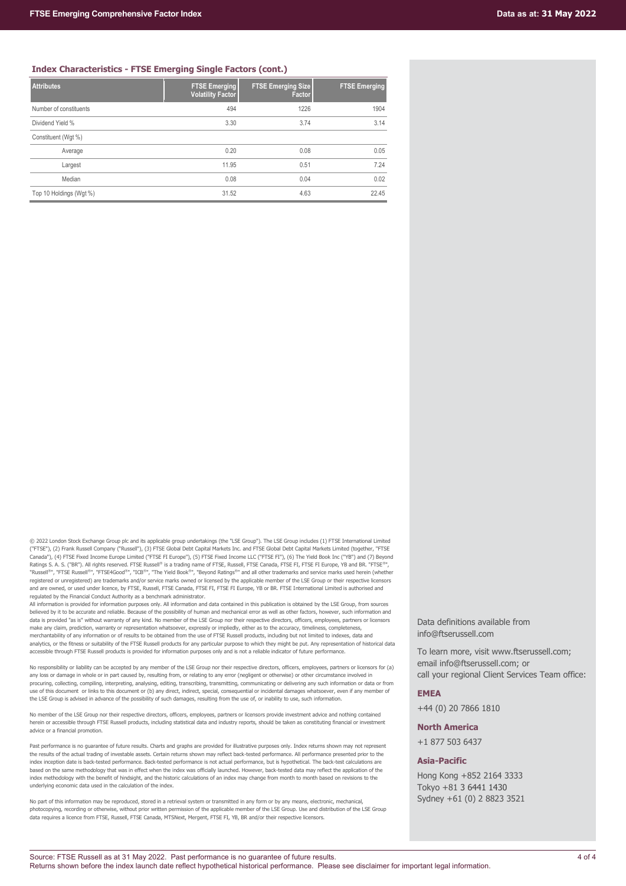### Index Characteristics - FTSE Emerging Single Factors (cont.)

| Attributes | FTSE Emerging Volatility Factor | FTSE Emerging Size Factor | FTSE Emerging |
|---|---|---|---|
| Number of constituents | 494 | 1226 | 1904 |
| Dividend Yield % | 3.30 | 3.74 | 3.14 |
| Constituent (Wgt %) | | | |
| Average | 0.20 | 0.08 | 0.05 |
| Largest | 11.95 | 0.51 | 7.24 |
| Median | 0.08 | 0.04 | 0.02 |
| Top 10 Holdings (Wgt %) | 31.52 | 4.63 | 22.45 |

© 2022 London Stock Exchange Group plc and its applicable group undertakings (the "LSE Group"). The LSE Group includes (1) FTSE International Limited ("FTSE"), (2) Frank Russell Company ("Russell"), (3) FTSE Global Debt Capital Markets Inc. and FTSE Global Debt Capital Markets Limited (together, "FTSE Canada"), (4) FTSE Fixed Income Europe Limited ("FTSE FI Europe"), (5) FTSE Fixed Income LLC ("FTSE FI"), (6) The Yield Book Inc ("YB") and (7) Beyond Ratings S. A. S. ("BR"). All rights reserved. FTSE Russell® is a trading name of FTSE, Russell, FTSE Canada, FTSE FI, FTSE FI Europe, YB and BR. "FTSE®", "Russell®", "FTSE Russell®", "FTSE4Good®", "ICB®", "The Yield Book®", "Beyond Ratings®" and all other trademarks and service marks used herein (whether registered or unregistered) are trademarks and/or service marks owned or licensed by the applicable member of the LSE Group or their respective licensors and are owned, or used under licence, by FTSE, Russell, FTSE Canada, FTSE FI, FTSE FI Europe, YB or BR. FTSE International Limited is authorised and regulated by the Financial Conduct Authority as a benchmark administrator.

All information is provided for information purposes only. All information and data contained in this publication is obtained by the LSE Group, from sources believed by it to be accurate and reliable. Because of the possibility of human and mechanical error as well as other factors, however, such information and data is provided "as is" without warranty of any kind. No member of the LSE Group nor their respective directors, officers, employees, partners or licensors make any claim, prediction, warranty or representation whatsoever, expressly or impliedly, either as to the accuracy, timeliness, completeness, merchantability of any information or of results to be obtained from the use of FTSE Russell products, including but not limited to indexes, data and analytics, or the fitness or suitability of the FTSE Russell products for any particular purpose to which they might be put. Any representation of historical data accessible through FTSE Russell products is provided for information purposes only and is not a reliable indicator of future performance.

No responsibility or liability can be accepted by any member of the LSE Group nor their respective directors, officers, employees, partners or licensors for (a) any loss or damage in whole or in part caused by, resulting from, or relating to any error (negligent or otherwise) or other circumstance involved in procuring, collecting, compiling, interpreting, analysing, editing, transcribing, transmitting, communicating or delivering any such information or data or from use of this document or links to this document or (b) any direct, indirect, special, consequential or incidental damages whatsoever, even if any member of the LSE Group is advised in advance of the possibility of such damages, resulting from the use of, or inability to use, such information.

No member of the LSE Group nor their respective directors, officers, employees, partners or licensors provide investment advice and nothing contained herein or accessible through FTSE Russell products, including statistical data and industry reports, should be taken as constituting financial or investment advice or a financial promotion.

Past performance is no guarantee of future results. Charts and graphs are provided for illustrative purposes only. Index returns shown may not represent the results of the actual trading of investable assets. Certain returns shown may reflect back-tested performance. All performance presented prior to the index inception date is back-tested performance. Back-tested performance is not actual performance, but is hypothetical. The back-test calculations are based on the same methodology that was in effect when the index was officially launched. However, back-tested data may reflect the application of the index methodology with the benefit of hindsight, and the historic calculations of an index may change from month to month based on revisions to the underlying economic data used in the calculation of the index.

No part of this information may be reproduced, stored in a retrieval system or transmitted in any form or by any means, electronic, mechanical, photocopying, recording or otherwise, without prior written permission of the applicable member of the LSE Group. Use and distribution of the LSE Group data requires a licence from FTSE, Russell, FTSE Canada, MTSNext, Mergent, FTSE FI, YB, BR and/or their respective licensors.

Data definitions available from info@ftserussell.com

To learn more, visit www.ftserussell.com; email info@ftserussell.com; or call your regional Client Services Team office:

**EMEA**

+44 (0) 20 7866 1810

**North America**

+1 877 503 6437

**Asia-Pacific**

Hong Kong +852 2164 3333
Tokyo +81 3 6441 1430
Sydney +61 (0) 2 8823 3521

Source: FTSE Russell as at 31 May 2022. Past performance is no guarantee of future results.
Returns shown before the index launch date reflect hypothetical historical performance. Please see disclaimer for important legal information.